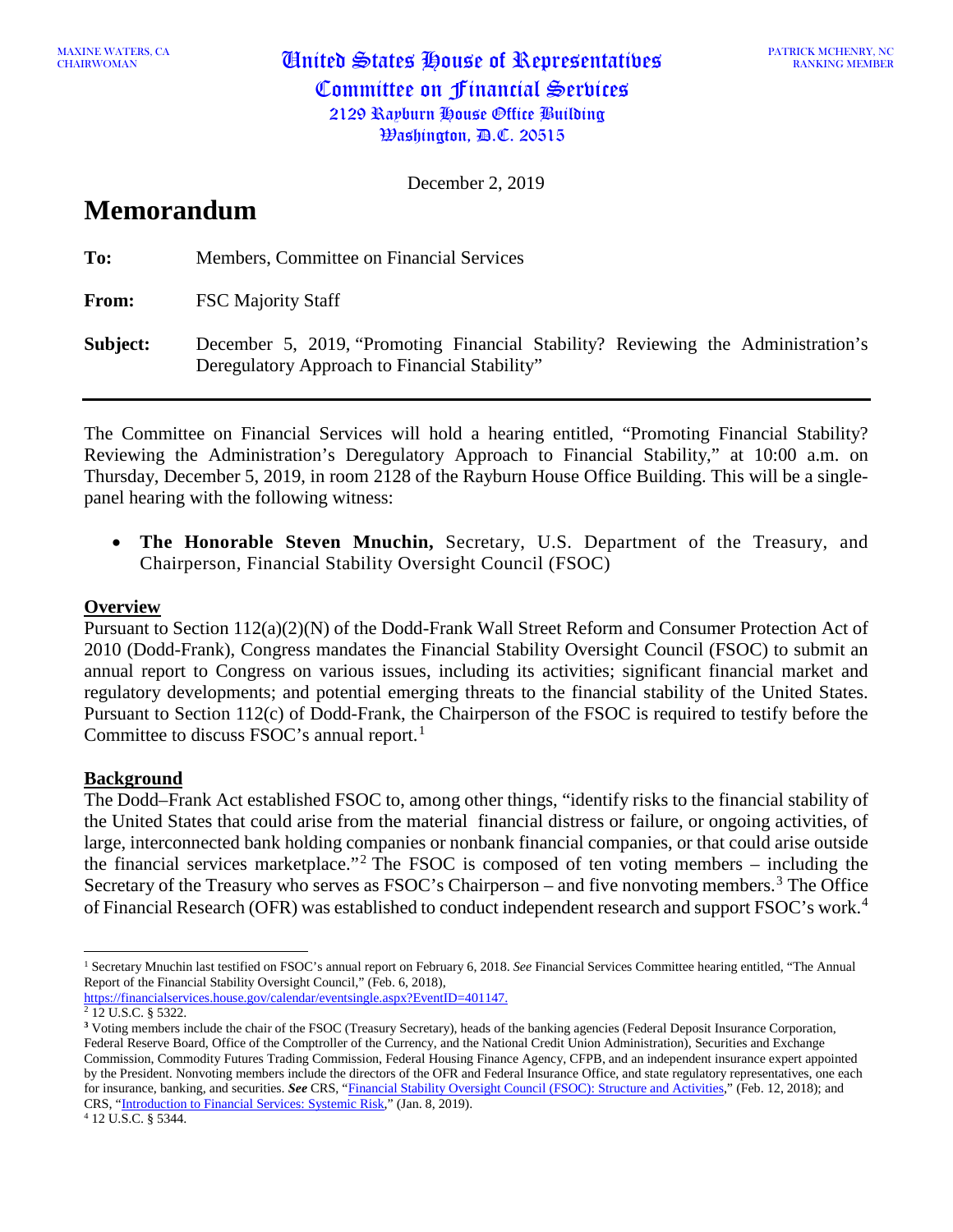MAXINE WATERS, CA
CHAIRWOMAN

# United States House of Representatives
## Committee on Financial Services
2129 Rayburn House Office Building
Washington, D.C. 20515

PATRICK MCHENRY, NC
RANKING MEMBER

December 2, 2019

# Memorandum

**To:** Members, Committee on Financial Services

**From:** FSC Majority Staff

**Subject:** December 5, 2019, "Promoting Financial Stability? Reviewing the Administration's Deregulatory Approach to Financial Stability"

---

The Committee on Financial Services will hold a hearing entitled, "Promoting Financial Stability? Reviewing the Administration's Deregulatory Approach to Financial Stability," at 10:00 a.m. on Thursday, December 5, 2019, in room 2128 of the Rayburn House Office Building. This will be a single-panel hearing with the following witness:

- **The Honorable Steven Mnuchin,** Secretary, U.S. Department of the Treasury, and Chairperson, Financial Stability Oversight Council (FSOC)

## Overview

Pursuant to Section 112(a)(2)(N) of the Dodd-Frank Wall Street Reform and Consumer Protection Act of 2010 (Dodd-Frank), Congress mandates the Financial Stability Oversight Council (FSOC) to submit an annual report to Congress on various issues, including its activities; significant financial market and regulatory developments; and potential emerging threats to the financial stability of the United States. Pursuant to Section 112(c) of Dodd-Frank, the Chairperson of the FSOC is required to testify before the Committee to discuss FSOC's annual report.[1]

## Background

The Dodd–Frank Act established FSOC to, among other things, "identify risks to the financial stability of the United States that could arise from the material financial distress or failure, or ongoing activities, of large, interconnected bank holding companies or nonbank financial companies, or that could arise outside the financial services marketplace."[2] The FSOC is composed of ten voting members – including the Secretary of the Treasury who serves as FSOC's Chairperson – and five nonvoting members.[3] The Office of Financial Research (OFR) was established to conduct independent research and support FSOC's work.[4]

---

[1] Secretary Mnuchin last testified on FSOC's annual report on February 6, 2018. *See* Financial Services Committee hearing entitled, "The Annual Report of the Financial Stability Oversight Council," (Feb. 6, 2018), https://financialservices.house.gov/calendar/eventsingle.aspx?EventID=401147.

[2] 12 U.S.C. § 5322.

[3] Voting members include the chair of the FSOC (Treasury Secretary), heads of the banking agencies (Federal Deposit Insurance Corporation, Federal Reserve Board, Office of the Comptroller of the Currency, and the National Credit Union Administration), Securities and Exchange Commission, Commodity Futures Trading Commission, Federal Housing Finance Agency, CFPB, and an independent insurance expert appointed by the President. Nonvoting members include the directors of the OFR and Federal Insurance Office, and state regulatory representatives, one each for insurance, banking, and securities. ***See*** CRS, "Financial Stability Oversight Council (FSOC): Structure and Activities," (Feb. 12, 2018); and CRS, "Introduction to Financial Services: Systemic Risk," (Jan. 8, 2019).

[4] 12 U.S.C. § 5344.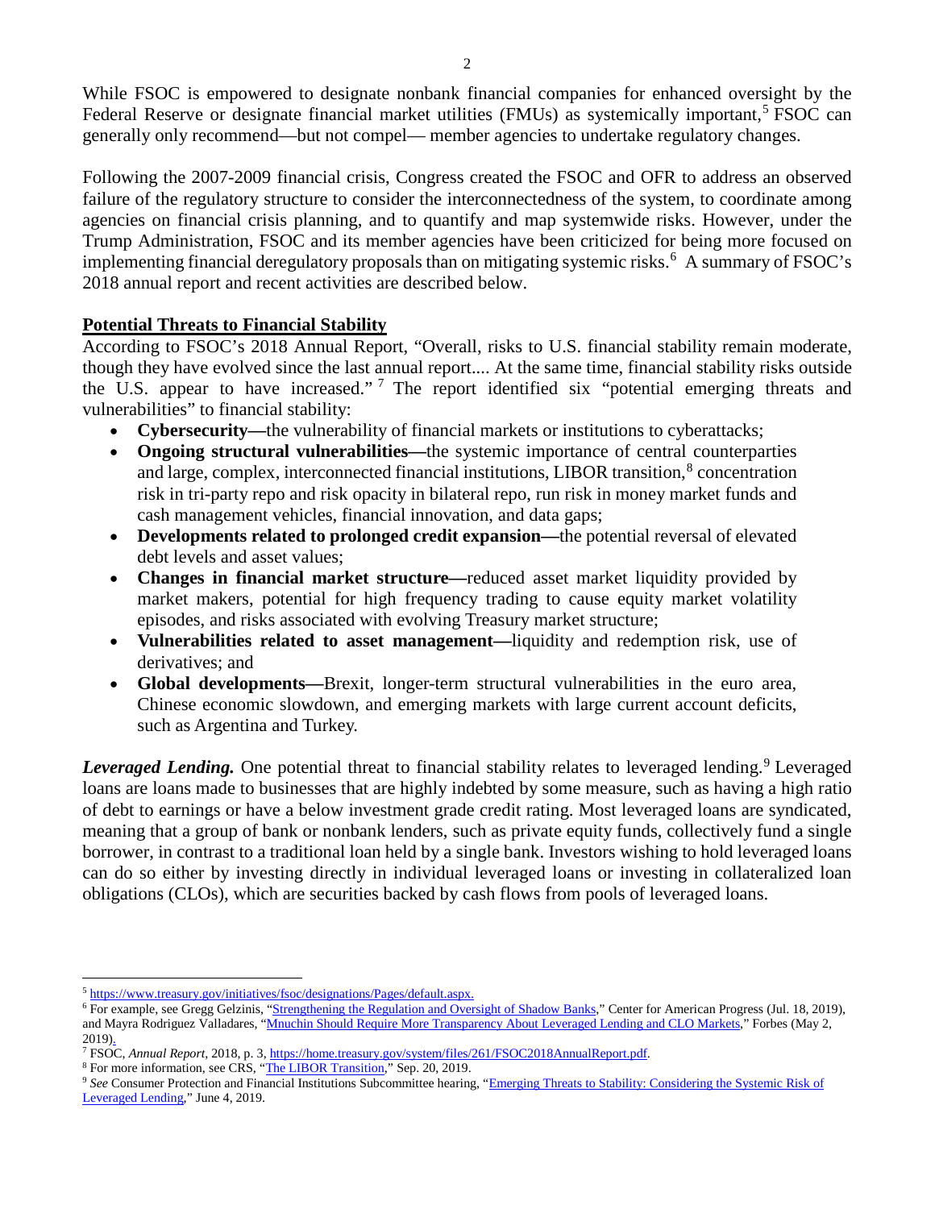While FSOC is empowered to designate nonbank financial companies for enhanced oversight by the Federal Reserve or designate financial market utilities (FMUs) as systemically important,[5] FSOC can generally only recommend—but not compel— member agencies to undertake regulatory changes.

Following the 2007-2009 financial crisis, Congress created the FSOC and OFR to address an observed failure of the regulatory structure to consider the interconnectedness of the system, to coordinate among agencies on financial crisis planning, and to quantify and map systemwide risks. However, under the Trump Administration, FSOC and its member agencies have been criticized for being more focused on implementing financial deregulatory proposals than on mitigating systemic risks.[6] A summary of FSOC's 2018 annual report and recent activities are described below.

**Potential Threats to Financial Stability**

According to FSOC's 2018 Annual Report, "Overall, risks to U.S. financial stability remain moderate, though they have evolved since the last annual report.... At the same time, financial stability risks outside the U.S. appear to have increased."[7] The report identified six "potential emerging threats and vulnerabilities" to financial stability:

- **Cybersecurity—**the vulnerability of financial markets or institutions to cyberattacks;
- **Ongoing structural vulnerabilities—**the systemic importance of central counterparties and large, complex, interconnected financial institutions, LIBOR transition,[8] concentration risk in tri-party repo and risk opacity in bilateral repo, run risk in money market funds and cash management vehicles, financial innovation, and data gaps;
- **Developments related to prolonged credit expansion—**the potential reversal of elevated debt levels and asset values;
- **Changes in financial market structure—**reduced asset market liquidity provided by market makers, potential for high frequency trading to cause equity market volatility episodes, and risks associated with evolving Treasury market structure;
- **Vulnerabilities related to asset management—**liquidity and redemption risk, use of derivatives; and
- **Global developments—**Brexit, longer-term structural vulnerabilities in the euro area, Chinese economic slowdown, and emerging markets with large current account deficits, such as Argentina and Turkey.

***Leveraged Lending.*** One potential threat to financial stability relates to leveraged lending.[9] Leveraged loans are loans made to businesses that are highly indebted by some measure, such as having a high ratio of debt to earnings or have a below investment grade credit rating. Most leveraged loans are syndicated, meaning that a group of bank or nonbank lenders, such as private equity funds, collectively fund a single borrower, in contrast to a traditional loan held by a single bank. Investors wishing to hold leveraged loans can do so either by investing directly in individual leveraged loans or investing in collateralized loan obligations (CLOs), which are securities backed by cash flows from pools of leveraged loans.

---

[5] https://www.treasury.gov/initiatives/fsoc/designations/Pages/default.aspx.

[6] For example, see Gregg Gelzinis, "Strengthening the Regulation and Oversight of Shadow Banks," Center for American Progress (Jul. 18, 2019), and Mayra Rodriguez Valladares, "Mnuchin Should Require More Transparency About Leveraged Lending and CLO Markets," Forbes (May 2, 2019).

[7] FSOC, *Annual Report*, 2018, p. 3, https://home.treasury.gov/system/files/261/FSOC2018AnnualReport.pdf.

[8] For more information, see CRS, "The LIBOR Transition," Sep. 20, 2019.

[9] *See* Consumer Protection and Financial Institutions Subcommittee hearing, "Emerging Threats to Stability: Considering the Systemic Risk of Leveraged Lending," June 4, 2019.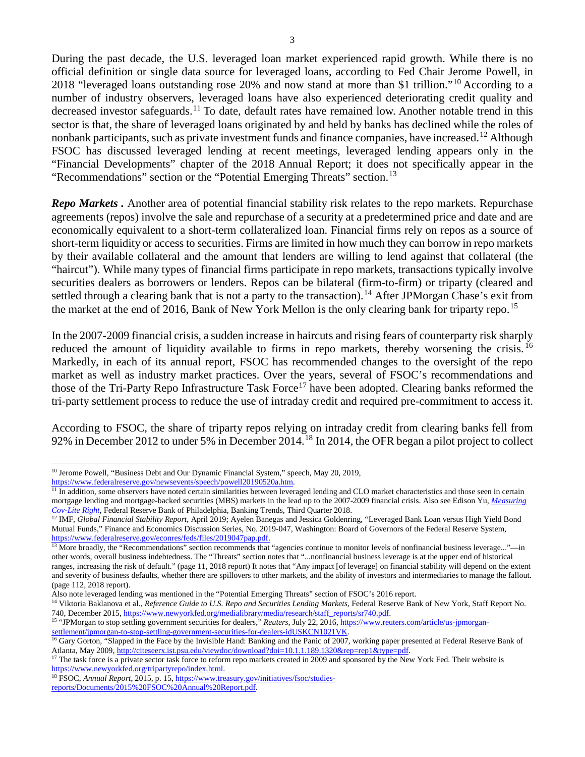During the past decade, the U.S. leveraged loan market experienced rapid growth. While there is no official definition or single data source for leveraged loans, according to Fed Chair Jerome Powell, in 2018 "leveraged loans outstanding rose 20% and now stand at more than $1 trillion."[10] According to a number of industry observers, leveraged loans have also experienced deteriorating credit quality and decreased investor safeguards.[11] To date, default rates have remained low. Another notable trend in this sector is that, the share of leveraged loans originated by and held by banks has declined while the roles of nonbank participants, such as private investment funds and finance companies, have increased.[12] Although FSOC has discussed leveraged lending at recent meetings, leveraged lending appears only in the "Financial Developments" chapter of the 2018 Annual Report; it does not specifically appear in the "Recommendations" section or the "Potential Emerging Threats" section.[13]

***Repo Markets .*** Another area of potential financial stability risk relates to the repo markets. Repurchase agreements (repos) involve the sale and repurchase of a security at a predetermined price and date and are economically equivalent to a short-term collateralized loan. Financial firms rely on repos as a source of short-term liquidity or access to securities. Firms are limited in how much they can borrow in repo markets by their available collateral and the amount that lenders are willing to lend against that collateral (the "haircut"). While many types of financial firms participate in repo markets, transactions typically involve securities dealers as borrowers or lenders. Repos can be bilateral (firm-to-firm) or triparty (cleared and settled through a clearing bank that is not a party to the transaction).[14] After JPMorgan Chase's exit from the market at the end of 2016, Bank of New York Mellon is the only clearing bank for triparty repo.[15]

In the 2007-2009 financial crisis, a sudden increase in haircuts and rising fears of counterparty risk sharply reduced the amount of liquidity available to firms in repo markets, thereby worsening the crisis.[16] Markedly, in each of its annual report, FSOC has recommended changes to the oversight of the repo market as well as industry market practices. Over the years, several of FSOC's recommendations and those of the Tri-Party Repo Infrastructure Task Force[17] have been adopted. Clearing banks reformed the tri-party settlement process to reduce the use of intraday credit and required pre-commitment to access it.

According to FSOC, the share of triparty repos relying on intraday credit from clearing banks fell from 92% in December 2012 to under 5% in December 2014.[18] In 2014, the OFR began a pilot project to collect

---

[10] Jerome Powell, "Business Debt and Our Dynamic Financial System," speech, May 20, 2019, https://www.federalreserve.gov/newsevents/speech/powell20190520a.htm.

[11] In addition, some observers have noted certain similarities between leveraged lending and CLO market characteristics and those seen in certain mortgage lending and mortgage-backed securities (MBS) markets in the lead up to the 2007-2009 financial crisis. Also see Edison Yu, *Measuring Cov-Lite Right*, Federal Reserve Bank of Philadelphia, Banking Trends, Third Quarter 2018.

[12] IMF, *Global Financial Stability Report*, April 2019; Ayelen Banegas and Jessica Goldenring, "Leveraged Bank Loan versus High Yield Bond Mutual Funds," Finance and Economics Discussion Series, No. 2019-047, Washington: Board of Governors of the Federal Reserve System, https://www.federalreserve.gov/econres/feds/files/2019047pap.pdf.

[13] More broadly, the "Recommendations" section recommends that "agencies continue to monitor levels of nonfinancial business leverage..."—in other words, overall business indebtedness. The "Threats" section notes that "...nonfinancial business leverage is at the upper end of historical ranges, increasing the risk of default." (page 11, 2018 report) It notes that "Any impact [of leverage] on financial stability will depend on the extent and severity of business defaults, whether there are spillovers to other markets, and the ability of investors and intermediaries to manage the fallout. (page 112, 2018 report).

Also note leveraged lending was mentioned in the "Potential Emerging Threats" section of FSOC's 2016 report.

[14] Viktoria Baklanova et al., *Reference Guide to U.S. Repo and Securities Lending Markets*, Federal Reserve Bank of New York, Staff Report No. 740, December 2015, https://www.newyorkfed.org/medialibrary/media/research/staff_reports/sr740.pdf.

[15] "JPMorgan to stop settling government securities for dealers," *Reuters*, July 22, 2016, https://www.reuters.com/article/us-jpmorgan-settlement/jpmorgan-to-stop-settling-government-securities-for-dealers-idUSKCN1021VK.

[16] Gary Gorton, "Slapped in the Face by the Invisible Hand: Banking and the Panic of 2007, working paper presented at Federal Reserve Bank of Atlanta, May 2009, http://citeseerx.ist.psu.edu/viewdoc/download?doi=10.1.1.189.1320&rep=rep1&type=pdf.

[17] The task force is a private sector task force to reform repo markets created in 2009 and sponsored by the New York Fed. Their website is https://www.newyorkfed.org/tripartyrepo/index.html.

[18] FSOC, *Annual Report*, 2015, p. 15, https://www.treasury.gov/initiatives/fsoc/studies-reports/Documents/2015%20FSOC%20Annual%20Report.pdf.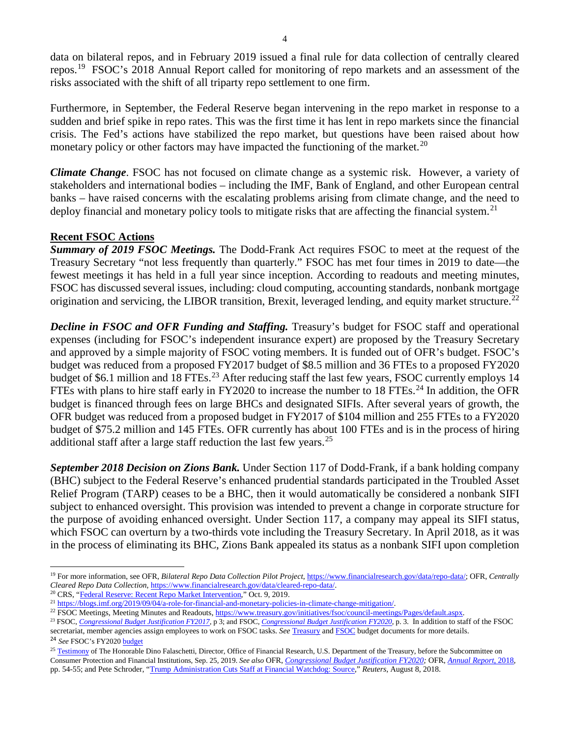data on bilateral repos, and in February 2019 issued a final rule for data collection of centrally cleared repos.[19] FSOC's 2018 Annual Report called for monitoring of repo markets and an assessment of the risks associated with the shift of all triparty repo settlement to one firm.

Furthermore, in September, the Federal Reserve began intervening in the repo market in response to a sudden and brief spike in repo rates. This was the first time it has lent in repo markets since the financial crisis. The Fed's actions have stabilized the repo market, but questions have been raised about how monetary policy or other factors may have impacted the functioning of the market.[20]

***Climate Change***. FSOC has not focused on climate change as a systemic risk. However, a variety of stakeholders and international bodies – including the IMF, Bank of England, and other European central banks – have raised concerns with the escalating problems arising from climate change, and the need to deploy financial and monetary policy tools to mitigate risks that are affecting the financial system.[21]

**Recent FSOC Actions**

***Summary of 2019 FSOC Meetings.*** The Dodd-Frank Act requires FSOC to meet at the request of the Treasury Secretary "not less frequently than quarterly." FSOC has met four times in 2019 to date—the fewest meetings it has held in a full year since inception. According to readouts and meeting minutes, FSOC has discussed several issues, including: cloud computing, accounting standards, nonbank mortgage origination and servicing, the LIBOR transition, Brexit, leveraged lending, and equity market structure.[22]

***Decline in FSOC and OFR Funding and Staffing.*** Treasury's budget for FSOC staff and operational expenses (including for FSOC's independent insurance expert) are proposed by the Treasury Secretary and approved by a simple majority of FSOC voting members. It is funded out of OFR's budget. FSOC's budget was reduced from a proposed FY2017 budget of $8.5 million and 36 FTEs to a proposed FY2020 budget of $6.1 million and 18 FTEs.[23] After reducing staff the last few years, FSOC currently employs 14 FTEs with plans to hire staff early in FY2020 to increase the number to 18 FTEs.[24] In addition, the OFR budget is financed through fees on large BHCs and designated SIFIs. After several years of growth, the OFR budget was reduced from a proposed budget in FY2017 of $104 million and 255 FTEs to a FY2020 budget of $75.2 million and 145 FTEs. OFR currently has about 100 FTEs and is in the process of hiring additional staff after a large staff reduction the last few years.[25]

***September 2018 Decision on Zions Bank.*** Under Section 117 of Dodd-Frank, if a bank holding company (BHC) subject to the Federal Reserve's enhanced prudential standards participated in the Troubled Asset Relief Program (TARP) ceases to be a BHC, then it would automatically be considered a nonbank SIFI subject to enhanced oversight. This provision was intended to prevent a change in corporate structure for the purpose of avoiding enhanced oversight. Under Section 117, a company may appeal its SIFI status, which FSOC can overturn by a two-thirds vote including the Treasury Secretary. In April 2018, as it was in the process of eliminating its BHC, Zions Bank appealed its status as a nonbank SIFI upon completion

---

[19] For more information, see OFR, *Bilateral Repo Data Collection Pilot Project*, https://www.financialresearch.gov/data/repo-data/; OFR, *Centrally Cleared Repo Data Collection*, https://www.financialresearch.gov/data/cleared-repo-data/.

[20] CRS, "Federal Reserve: Recent Repo Market Intervention," Oct. 9, 2019.

[21] https://blogs.imf.org/2019/09/04/a-role-for-financial-and-monetary-policies-in-climate-change-mitigation/.

[22] FSOC Meetings, Meeting Minutes and Readouts, https://www.treasury.gov/initiatives/fsoc/council-meetings/Pages/default.aspx.

[23] FSOC, *Congressional Budget Justification FY2017*, p 3; and FSOC, *Congressional Budget Justification FY2020*, p. 3. In addition to staff of the FSOC secretariat, member agencies assign employees to work on FSOC tasks. *See* Treasury and FSOC budget documents for more details.

[24] *See* FSOC's FY2020 budget

[25] Testimony of The Honorable Dino Falaschetti, Director, Office of Financial Research, U.S. Department of the Treasury, before the Subcommittee on Consumer Protection and Financial Institutions, Sep. 25, 2019. *See also* OFR, *Congressional Budget Justification FY2020;* OFR, *Annual Report,* 2018, pp. 54-55; and Pete Schroder, "Trump Administration Cuts Staff at Financial Watchdog: Source," *Reuters*, August 8, 2018.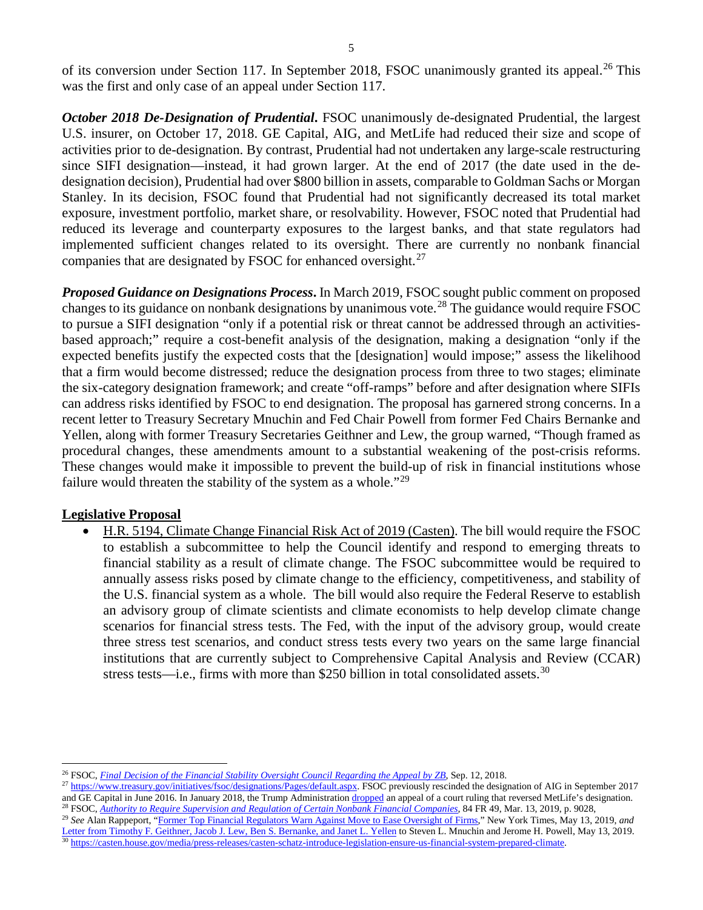of its conversion under Section 117. In September 2018, FSOC unanimously granted its appeal.[26] This was the first and only case of an appeal under Section 117.

***October 2018 De-Designation of Prudential*.** FSOC unanimously de-designated Prudential, the largest U.S. insurer, on October 17, 2018. GE Capital, AIG, and MetLife had reduced their size and scope of activities prior to de-designation. By contrast, Prudential had not undertaken any large-scale restructuring since SIFI designation—instead, it had grown larger. At the end of 2017 (the date used in the de-designation decision), Prudential had over $800 billion in assets, comparable to Goldman Sachs or Morgan Stanley. In its decision, FSOC found that Prudential had not significantly decreased its total market exposure, investment portfolio, market share, or resolvability. However, FSOC noted that Prudential had reduced its leverage and counterparty exposures to the largest banks, and that state regulators had implemented sufficient changes related to its oversight. There are currently no nonbank financial companies that are designated by FSOC for enhanced oversight.[27]

***Proposed Guidance on Designations Process*.** In March 2019, FSOC sought public comment on proposed changes to its guidance on nonbank designations by unanimous vote.[28] The guidance would require FSOC to pursue a SIFI designation "only if a potential risk or threat cannot be addressed through an activities-based approach;" require a cost-benefit analysis of the designation, making a designation "only if the expected benefits justify the expected costs that the [designation] would impose;" assess the likelihood that a firm would become distressed; reduce the designation process from three to two stages; eliminate the six-category designation framework; and create "off-ramps" before and after designation where SIFIs can address risks identified by FSOC to end designation. The proposal has garnered strong concerns. In a recent letter to Treasury Secretary Mnuchin and Fed Chair Powell from former Fed Chairs Bernanke and Yellen, along with former Treasury Secretaries Geithner and Lew, the group warned, "Though framed as procedural changes, these amendments amount to a substantial weakening of the post-crisis reforms. These changes would make it impossible to prevent the build-up of risk in financial institutions whose failure would threaten the stability of the system as a whole."[29]

**Legislative Proposal**

- H.R. 5194, Climate Change Financial Risk Act of 2019 (Casten). The bill would require the FSOC to establish a subcommittee to help the Council identify and respond to emerging threats to financial stability as a result of climate change. The FSOC subcommittee would be required to annually assess risks posed by climate change to the efficiency, competitiveness, and stability of the U.S. financial system as a whole. The bill would also require the Federal Reserve to establish an advisory group of climate scientists and climate economists to help develop climate change scenarios for financial stress tests. The Fed, with the input of the advisory group, would create three stress test scenarios, and conduct stress tests every two years on the same large financial institutions that are currently subject to Comprehensive Capital Analysis and Review (CCAR) stress tests—i.e., firms with more than $250 billion in total consolidated assets.[30]

---

[26] FSOC, *Final Decision of the Financial Stability Oversight Council Regarding the Appeal by ZB*, Sep. 12, 2018.

[27] https://www.treasury.gov/initiatives/fsoc/designations/Pages/default.aspx. FSOC previously rescinded the designation of AIG in September 2017 and GE Capital in June 2016. In January 2018, the Trump Administration dropped an appeal of a court ruling that reversed MetLife's designation.

[28] FSOC, *Authority to Require Supervision and Regulation of Certain Nonbank Financial Companies*, 84 FR 49, Mar. 13, 2019, p. 9028,

[29] *See* Alan Rappeport, "Former Top Financial Regulators Warn Against Move to Ease Oversight of Firms," New York Times, May 13, 2019, *and* Letter from Timothy F. Geithner, Jacob J. Lew, Ben S. Bernanke, and Janet L. Yellen to Steven L. Mnuchin and Jerome H. Powell, May 13, 2019.

[30] https://casten.house.gov/media/press-releases/casten-schatz-introduce-legislation-ensure-us-financial-system-prepared-climate.